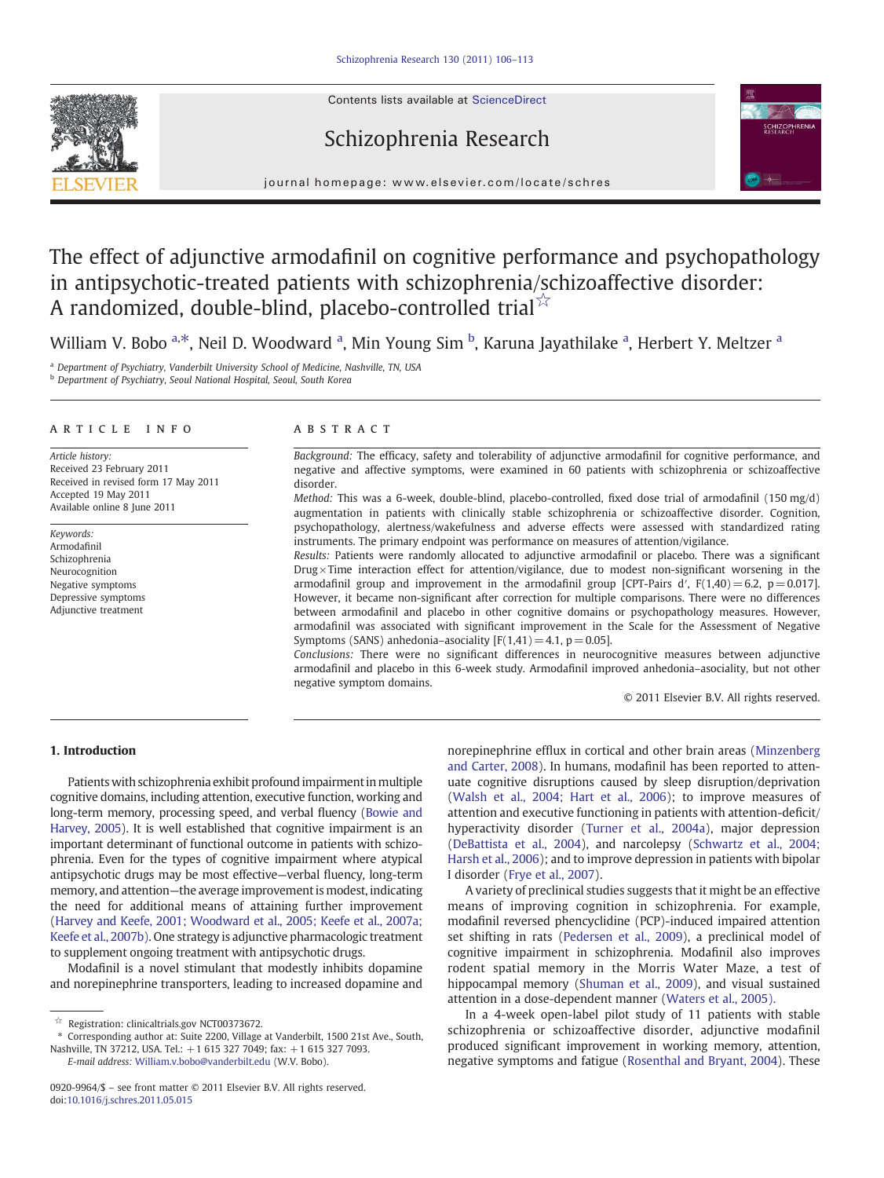# The effect of adjunctive armodafinil on cognitive performance and psychopathology in antipsychotic-treated patients with schizophrenia/schizoaffective disorder: A randomized, double-blind, placebo-controlled trial[☆]

William V. Bobo [a,*], Neil D. Woodward [a], Min Young Sim [b], Karuna Jayathilake [a], Herbert Y. Meltzer [a]

[a] Department of Psychiatry, Vanderbilt University School of Medicine, Nashville, TN, USA

[b] Department of Psychiatry, Seoul National Hospital, Seoul, South Korea

## ARTICLE INFO

*Article history:*
Received 23 February 2011
Received in revised form 17 May 2011
Accepted 19 May 2011
Available online 8 June 2011

*Keywords:*
Armodafinil
Schizophrenia
Neurocognition
Negative symptoms
Depressive symptoms
Adjunctive treatment

## ABSTRACT

*Background:* The efficacy, safety and tolerability of adjunctive armodafinil for cognitive performance, and negative and affective symptoms, were examined in 60 patients with schizophrenia or schizoaffective disorder.

*Method:* This was a 6-week, double-blind, placebo-controlled, fixed dose trial of armodafinil (150 mg/d) augmentation in patients with clinically stable schizophrenia or schizoaffective disorder. Cognition, psychopathology, alertness/wakefulness and adverse effects were assessed with standardized rating instruments. The primary endpoint was performance on measures of attention/vigilance.

*Results:* Patients were randomly allocated to adjunctive armodafinil or placebo. There was a significant Drug × Time interaction effect for attention/vigilance, due to modest non-significant worsening in the armodafinil group and improvement in the armodafinil group [CPT-Pairs d′, $F(1,40) = 6.2$, $p = 0.017$]. However, it became non-significant after correction for multiple comparisons. There were no differences between armodafinil and placebo in other cognitive domains or psychopathology measures. However, armodafinil was associated with significant improvement in the Scale for the Assessment of Negative Symptoms (SANS) anhedonia–asociality [$F(1,41) = 4.1$, $p = 0.05$].

*Conclusions:* There were no significant differences in neurocognitive measures between adjunctive armodafinil and placebo in this 6-week study. Armodafinil improved anhedonia–asociality, but not other negative symptom domains.

© 2011 Elsevier B.V. All rights reserved.

## 1. Introduction

Patients with schizophrenia exhibit profound impairment in multiple cognitive domains, including attention, executive function, working and long-term memory, processing speed, and verbal fluency (Bowie and Harvey, 2005). It is well established that cognitive impairment is an important determinant of functional outcome in patients with schizophrenia. Even for the types of cognitive impairment where atypical antipsychotic drugs may be most effective—verbal fluency, long-term memory, and attention—the average improvement is modest, indicating the need for additional means of attaining further improvement (Harvey and Keefe, 2001; Woodward et al., 2005; Keefe et al., 2007a; Keefe et al., 2007b). One strategy is adjunctive pharmacologic treatment to supplement ongoing treatment with antipsychotic drugs.

Modafinil is a novel stimulant that modestly inhibits dopamine and norepinephrine transporters, leading to increased dopamine and norepinephrine efflux in cortical and other brain areas (Minzenberg and Carter, 2008). In humans, modafinil has been reported to attenuate cognitive disruptions caused by sleep disruption/deprivation (Walsh et al., 2004; Hart et al., 2006); to improve measures of attention and executive functioning in patients with attention-deficit/hyperactivity disorder (Turner et al., 2004a), major depression (DeBattista et al., 2004), and narcolepsy (Schwartz et al., 2004; Harsh et al., 2006); and to improve depression in patients with bipolar I disorder (Frye et al., 2007).

A variety of preclinical studies suggests that it might be an effective means of improving cognition in schizophrenia. For example, modafinil reversed phencyclidine (PCP)-induced impaired attention set shifting in rats (Pedersen et al., 2009), a preclinical model of cognitive impairment in schizophrenia. Modafinil also improves rodent spatial memory in the Morris Water Maze, a test of hippocampal memory (Shuman et al., 2009), and visual sustained attention in a dose-dependent manner (Waters et al., 2005).

In a 4-week open-label pilot study of 11 patients with stable schizophrenia or schizoaffective disorder, adjunctive modafinil produced significant improvement in working memory, attention, negative symptoms and fatigue (Rosenthal and Bryant, 2004). These

[☆] Registration: clinicaltrials.gov NCT00373672.

[*] Corresponding author at: Suite 2200, Village at Vanderbilt, 1500 21st Ave., South, Nashville, TN 37212, USA. Tel.: +1 615 327 7049; fax: +1 615 327 7093.
*E-mail address:* William.v.bobo@vanderbilt.edu (W.V. Bobo).

0920-9964/$ – see front matter © 2011 Elsevier B.V. All rights reserved.
doi:10.1016/j.schres.2011.05.015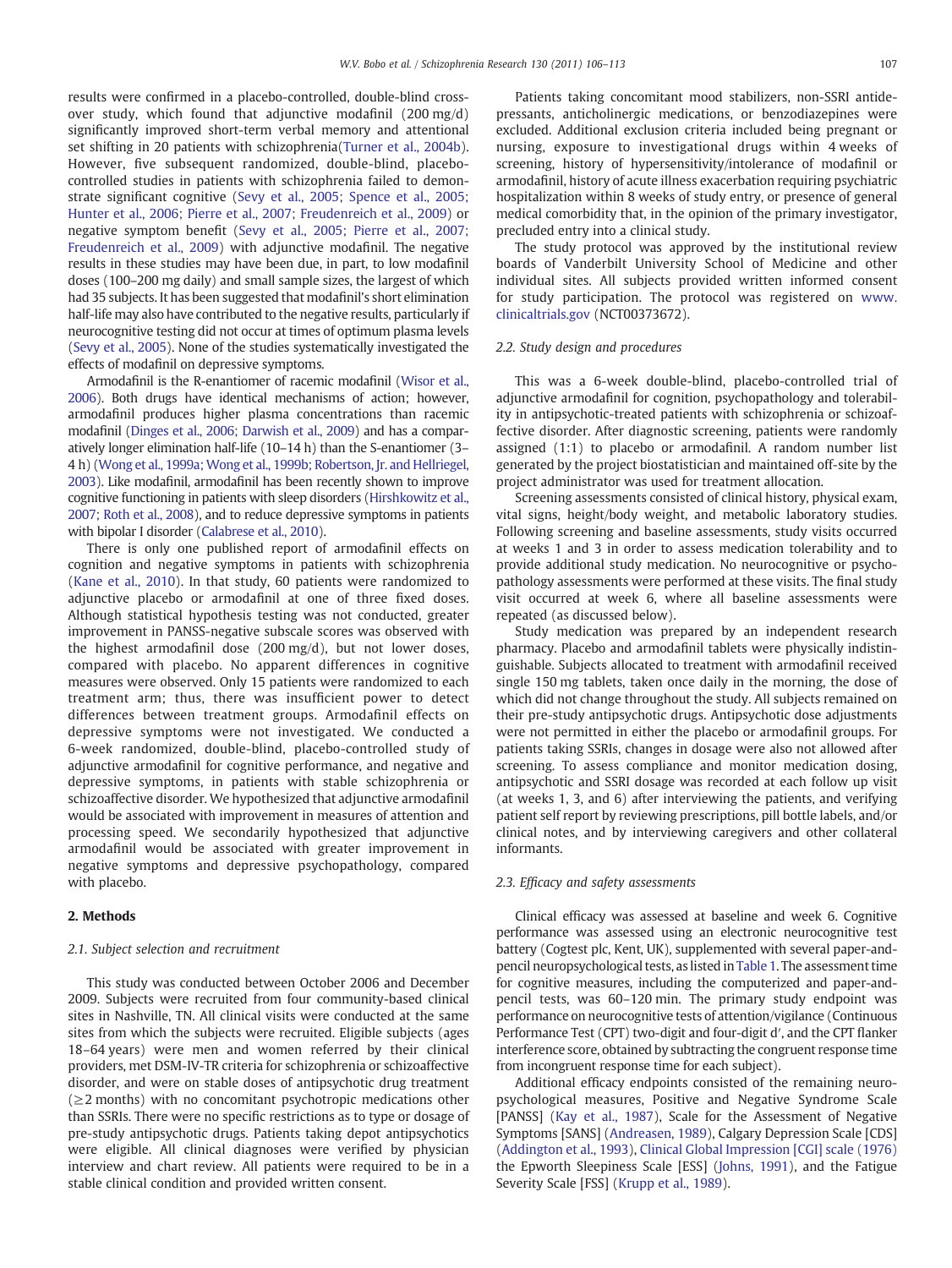results were confirmed in a placebo-controlled, double-blind crossover study, which found that adjunctive modafinil (200 mg/d) significantly improved short-term verbal memory and attentional set shifting in 20 patients with schizophrenia(Turner et al., 2004b). However, five subsequent randomized, double-blind, placebo-controlled studies in patients with schizophrenia failed to demonstrate significant cognitive (Sevy et al., 2005; Spence et al., 2005; Hunter et al., 2006; Pierre et al., 2007; Freudenreich et al., 2009) or negative symptom benefit (Sevy et al., 2005; Pierre et al., 2007; Freudenreich et al., 2009) with adjunctive modafinil. The negative results in these studies may have been due, in part, to low modafinil doses (100–200 mg daily) and small sample sizes, the largest of which had 35 subjects. It has been suggested that modafinil's short elimination half-life may also have contributed to the negative results, particularly if neurocognitive testing did not occur at times of optimum plasma levels (Sevy et al., 2005). None of the studies systematically investigated the effects of modafinil on depressive symptoms.

Armodafinil is the R-enantiomer of racemic modafinil (Wisor et al., 2006). Both drugs have identical mechanisms of action; however, armodafinil produces higher plasma concentrations than racemic modafinil (Dinges et al., 2006; Darwish et al., 2009) and has a comparatively longer elimination half-life (10–14 h) than the S-enantiomer (3–4 h) (Wong et al., 1999a; Wong et al., 1999b; Robertson, Jr. and Hellriegel, 2003). Like modafinil, armodafinil has been recently shown to improve cognitive functioning in patients with sleep disorders (Hirshkowitz et al., 2007; Roth et al., 2008), and to reduce depressive symptoms in patients with bipolar I disorder (Calabrese et al., 2010).

There is only one published report of armodafinil effects on cognition and negative symptoms in patients with schizophrenia (Kane et al., 2010). In that study, 60 patients were randomized to adjunctive placebo or armodafinil at one of three fixed doses. Although statistical hypothesis testing was not conducted, greater improvement in PANSS-negative subscale scores was observed with the highest armodafinil dose (200 mg/d), but not lower doses, compared with placebo. No apparent differences in cognitive measures were observed. Only 15 patients were randomized to each treatment arm; thus, there was insufficient power to detect differences between treatment groups. Armodafinil effects on depressive symptoms were not investigated. We conducted a 6-week randomized, double-blind, placebo-controlled study of adjunctive armodafinil for cognitive performance, and negative and depressive symptoms, in patients with stable schizophrenia or schizoaffective disorder. We hypothesized that adjunctive armodafinil would be associated with improvement in measures of attention and processing speed. We secondarily hypothesized that adjunctive armodafinil would be associated with greater improvement in negative symptoms and depressive psychopathology, compared with placebo.

## 2. Methods

### 2.1. Subject selection and recruitment

This study was conducted between October 2006 and December 2009. Subjects were recruited from four community-based clinical sites in Nashville, TN. All clinical visits were conducted at the same sites from which the subjects were recruited. Eligible subjects (ages 18–64 years) were men and women referred by their clinical providers, met DSM-IV-TR criteria for schizophrenia or schizoaffective disorder, and were on stable doses of antipsychotic drug treatment (≥2 months) with no concomitant psychotropic medications other than SSRIs. There were no specific restrictions as to type or dosage of pre-study antipsychotic drugs. Patients taking depot antipsychotics were eligible. All clinical diagnoses were verified by physician interview and chart review. All patients were required to be in a stable clinical condition and provided written consent.

Patients taking concomitant mood stabilizers, non-SSRI antidepressants, anticholinergic medications, or benzodiazepines were excluded. Additional exclusion criteria included being pregnant or nursing, exposure to investigational drugs within 4 weeks of screening, history of hypersensitivity/intolerance of modafinil or armodafinil, history of acute illness exacerbation requiring psychiatric hospitalization within 8 weeks of study entry, or presence of general medical comorbidity that, in the opinion of the primary investigator, precluded entry into a clinical study.

The study protocol was approved by the institutional review boards of Vanderbilt University School of Medicine and other individual sites. All subjects provided written informed consent for study participation. The protocol was registered on www.clinicaltrials.gov (NCT00373672).

### 2.2. Study design and procedures

This was a 6-week double-blind, placebo-controlled trial of adjunctive armodafinil for cognition, psychopathology and tolerability in antipsychotic-treated patients with schizophrenia or schizoaffective disorder. After diagnostic screening, patients were randomly assigned (1:1) to placebo or armodafinil. A random number list generated by the project biostatistician and maintained off-site by the project administrator was used for treatment allocation.

Screening assessments consisted of clinical history, physical exam, vital signs, height/body weight, and metabolic laboratory studies. Following screening and baseline assessments, study visits occurred at weeks 1 and 3 in order to assess medication tolerability and to provide additional study medication. No neurocognitive or psychopathology assessments were performed at these visits. The final study visit occurred at week 6, where all baseline assessments were repeated (as discussed below).

Study medication was prepared by an independent research pharmacy. Placebo and armodafinil tablets were physically indistinguishable. Subjects allocated to treatment with armodafinil received single 150 mg tablets, taken once daily in the morning, the dose of which did not change throughout the study. All subjects remained on their pre-study antipsychotic drugs. Antipsychotic dose adjustments were not permitted in either the placebo or armodafinil groups. For patients taking SSRIs, changes in dosage were also not allowed after screening. To assess compliance and monitor medication dosing, antipsychotic and SSRI dosage was recorded at each follow up visit (at weeks 1, 3, and 6) after interviewing the patients, and verifying patient self report by reviewing prescriptions, pill bottle labels, and/or clinical notes, and by interviewing caregivers and other collateral informants.

### 2.3. Efficacy and safety assessments

Clinical efficacy was assessed at baseline and week 6. Cognitive performance was assessed using an electronic neurocognitive test battery (Cogtest plc, Kent, UK), supplemented with several paper-and-pencil neuropsychological tests, as listed in Table 1. The assessment time for cognitive measures, including the computerized and paper-and-pencil tests, was 60–120 min. The primary study endpoint was performance on neurocognitive tests of attention/vigilance (Continuous Performance Test (CPT) two-digit and four-digit d′, and the CPT flanker interference score, obtained by subtracting the congruent response time from incongruent response time for each subject).

Additional efficacy endpoints consisted of the remaining neuropsychological measures, Positive and Negative Syndrome Scale [PANSS] (Kay et al., 1987), Scale for the Assessment of Negative Symptoms [SANS] (Andreasen, 1989), Calgary Depression Scale [CDS] (Addington et al., 1993), Clinical Global Impression [CGI] scale (1976) the Epworth Sleepiness Scale [ESS] (Johns, 1991), and the Fatigue Severity Scale [FSS] (Krupp et al., 1989).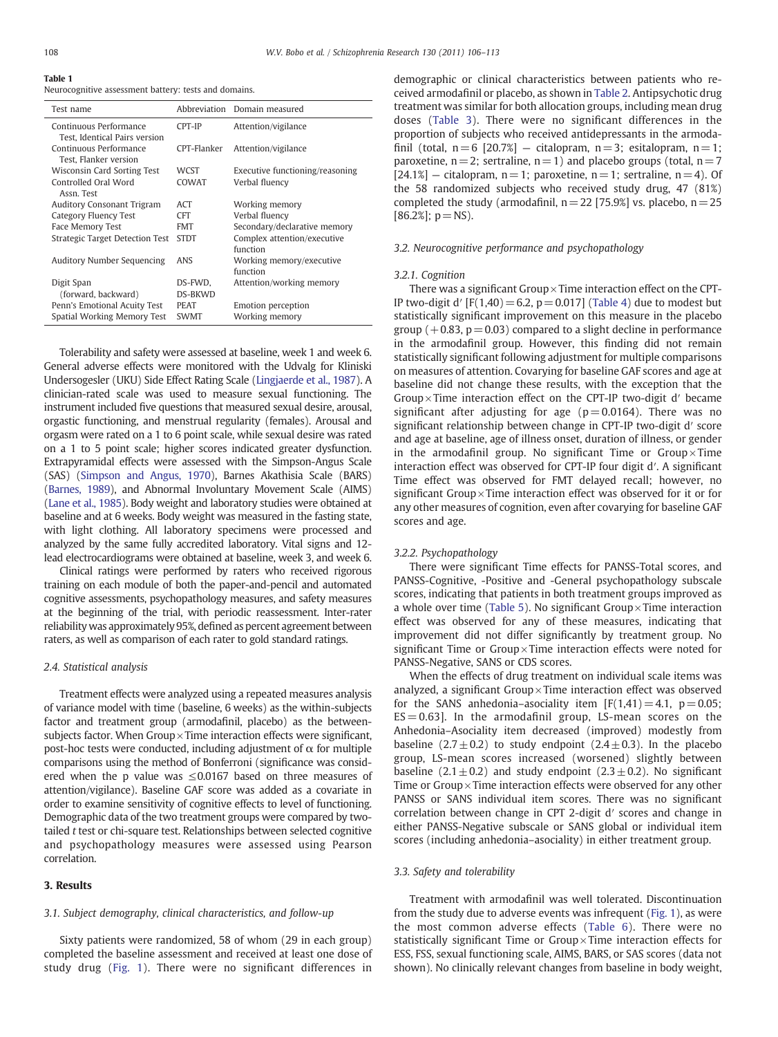**Table 1**
Neurocognitive assessment battery: tests and domains.

| Test name | Abbreviation | Domain measured |
|---|---|---|
| Continuous Performance Test, Identical Pairs version | CPT-IP | Attention/vigilance |
| Continuous Performance Test, Flanker version | CPT-Flanker | Attention/vigilance |
| Wisconsin Card Sorting Test | WCST | Executive functioning/reasoning |
| Controlled Oral Word Assn. Test | COWAT | Verbal fluency |
| Auditory Consonant Trigram | ACT | Working memory |
| Category Fluency Test | CFT | Verbal fluency |
| Face Memory Test | FMT | Secondary/declarative memory |
| Strategic Target Detection Test | STDT | Complex attention/executive function |
| Auditory Number Sequencing | ANS | Working memory/executive function |
| Digit Span (forward, backward) | DS-FWD, DS-BKWD | Attention/working memory |
| Penn's Emotional Acuity Test | PEAT | Emotion perception |
| Spatial Working Memory Test | SWMT | Working memory |

Tolerability and safety were assessed at baseline, week 1 and week 6. General adverse effects were monitored with the Udvalg for Kliniski Undersogelser (UKU) Side Effect Rating Scale (Lingjaerde et al., 1987). A clinician-rated scale was used to measure sexual functioning. The instrument included five questions that measured sexual desire, arousal, orgastic functioning, and menstrual regularity (females). Arousal and orgasm were rated on a 1 to 6 point scale, while sexual desire was rated on a 1 to 5 point scale; higher scores indicated greater dysfunction. Extrapyramidal effects were assessed with the Simpson-Angus Scale (SAS) (Simpson and Angus, 1970), Barnes Akathisia Scale (BARS) (Barnes, 1989), and Abnormal Involuntary Movement Scale (AIMS) (Lane et al., 1985). Body weight and laboratory studies were obtained at baseline and at 6 weeks. Body weight was measured in the fasting state, with light clothing. All laboratory specimens were processed and analyzed by the same fully accredited laboratory. Vital signs and 12-lead electrocardiograms were obtained at baseline, week 3, and week 6.

Clinical ratings were performed by raters who received rigorous training on each module of both the paper-and-pencil and automated cognitive assessments, psychopathology measures, and safety measures at the beginning of the trial, with periodic reassessment. Inter-rater reliability was approximately 95%, defined as percent agreement between raters, as well as comparison of each rater to gold standard ratings.

### 2.4. Statistical analysis

Treatment effects were analyzed using a repeated measures analysis of variance model with time (baseline, 6 weeks) as the within-subjects factor and treatment group (armodafinil, placebo) as the between-subjects factor. When Group × Time interaction effects were significant, post-hoc tests were conducted, including adjustment of $\alpha$ for multiple comparisons using the method of Bonferroni (significance was considered when the p value was $\leq 0.0167$ based on three measures of attention/vigilance). Baseline GAF score was added as a covariate in order to examine sensitivity of cognitive effects to level of functioning. Demographic data of the two treatment groups were compared by two-tailed *t* test or chi-square test. Relationships between selected cognitive and psychopathology measures were assessed using Pearson correlation.

## 3. Results

### 3.1. Subject demography, clinical characteristics, and follow-up

Sixty patients were randomized, 58 of whom (29 in each group) completed the baseline assessment and received at least one dose of study drug (Fig. 1). There were no significant differences in demographic or clinical characteristics between patients who received armodafinil or placebo, as shown in Table 2. Antipsychotic drug treatment was similar for both allocation groups, including mean drug doses (Table 3). There were no significant differences in the proportion of subjects who received antidepressants in the armodafinil (total, n = 6 [20.7%] — citalopram, n = 3; esitalopram, n = 1; paroxetine, n = 2; sertraline, n = 1) and placebo groups (total, n = 7 [24.1%] — citalopram, n = 1; paroxetine, n = 1; sertraline, n = 4). Of the 58 randomized subjects who received study drug, 47 (81%) completed the study (armodafinil, n = 22 [75.9%] vs. placebo, n = 25 [86.2%]; p = NS).

### 3.2. Neurocognitive performance and psychopathology

#### 3.2.1. Cognition

There was a significant Group × Time interaction effect on the CPT-IP two-digit d′ [$F(1,40) = 6.2$, $p = 0.017$] (Table 4) due to modest but statistically significant improvement on this measure in the placebo group (+0.83, p = 0.03) compared to a slight decline in performance in the armodafinil group. However, this finding did not remain statistically significant following adjustment for multiple comparisons on measures of attention. Covarying for baseline GAF scores and age at baseline did not change these results, with the exception that the Group × Time interaction effect on the CPT-IP two-digit d′ became significant after adjusting for age (p = 0.0164). There was no significant relationship between change in CPT-IP two-digit d′ score and age at baseline, age of illness onset, duration of illness, or gender in the armodafinil group. No significant Time or Group × Time interaction effect was observed for CPT-IP four digit d′. A significant Time effect was observed for FMT delayed recall; however, no significant Group × Time interaction effect was observed for it or for any other measures of cognition, even after covarying for baseline GAF scores and age.

#### 3.2.2. Psychopathology

There were significant Time effects for PANSS-Total scores, and PANSS-Cognitive, -Positive and -General psychopathology subscale scores, indicating that patients in both treatment groups improved as a whole over time (Table 5). No significant Group × Time interaction effect was observed for any of these measures, indicating that improvement did not differ significantly by treatment group. No significant Time or Group × Time interaction effects were noted for PANSS-Negative, SANS or CDS scores.

When the effects of drug treatment on individual scale items was analyzed, a significant Group × Time interaction effect was observed for the SANS anhedonia–asociality item [$F(1,41) = 4.1$, $p = 0.05$; ES = 0.63]. In the armodafinil group, LS-mean scores on the Anhedonia–Asociality item decreased (improved) modestly from baseline ($2.7 \pm 0.2$) to study endpoint ($2.4 \pm 0.3$). In the placebo group, LS-mean scores increased (worsened) slightly between baseline ($2.1 \pm 0.2$) and study endpoint ($2.3 \pm 0.2$). No significant Time or Group × Time interaction effects were observed for any other PANSS or SANS individual item scores. There was no significant correlation between change in CPT 2-digit d′ scores and change in either PANSS-Negative subscale or SANS global or individual item scores (including anhedonia–asociality) in either treatment group.

### 3.3. Safety and tolerability

Treatment with armodafinil was well tolerated. Discontinuation from the study due to adverse events was infrequent (Fig. 1), as were the most common adverse effects (Table 6). There were no statistically significant Time or Group × Time interaction effects for ESS, FSS, sexual functioning scale, AIMS, BARS, or SAS scores (data not shown). No clinically relevant changes from baseline in body weight,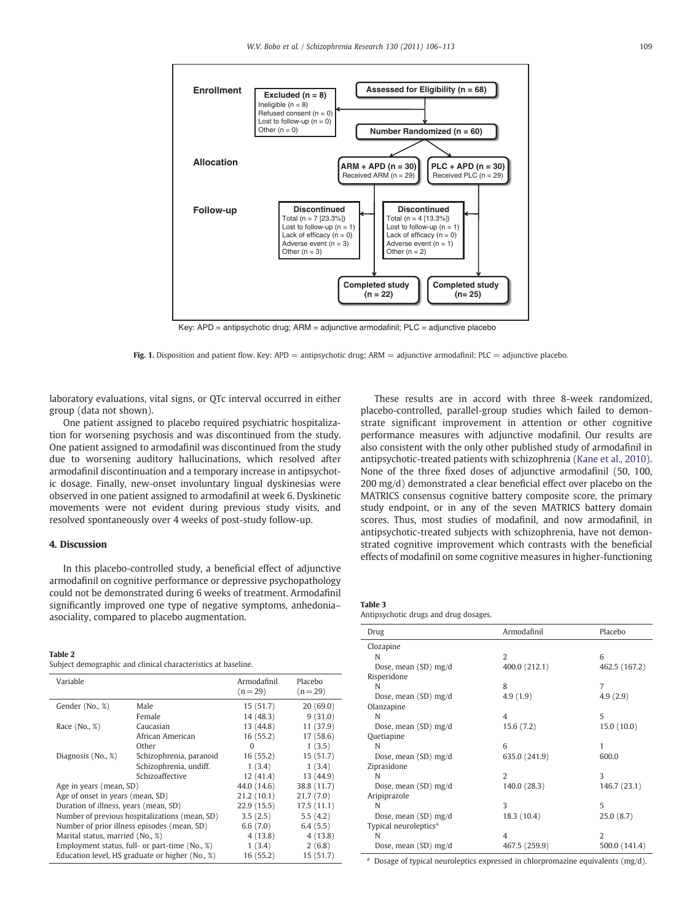**Enrollment**

**Assessed for Eligibility (n = 68)**

**Excluded (n = 8)**
Ineligible (n = 8)
Refused consent (n = 0)
Lost to follow-up (n = 0)
Other (n = 0)

**Number Randomized (n = 60)**

**Allocation**

**ARM + APD (n = 30)**
Received ARM (n = 29)

**PLC + APD (n = 30)**
Received PLC (n = 29)

**Follow-up**

**Discontinued**
Total (n = 7 [23.3%])
Lost to follow-up (n = 1)
Lack of efficacy (n = 0)
Adverse event (n = 3)
Other (n = 3)

**Discontinued**
Total (n = 4 [13.3%])
Lost to follow-up (n = 1)
Lack of efficacy (n = 0)
Adverse event (n = 1)
Other (n = 2)

**Completed study (n = 22)**

**Completed study (n= 25)**

Key: APD = antipsychotic drug; ARM = adjunctive armodafinil; PLC = adjunctive placebo

**Fig. 1.** Disposition and patient flow. Key: APD = antipsychotic drug; ARM = adjunctive armodafinil; PLC = adjunctive placebo.

laboratory evaluations, vital signs, or QTc interval occurred in either group (data not shown).

One patient assigned to placebo required psychiatric hospitalization for worsening psychosis and was discontinued from the study. One patient assigned to armodafinil was discontinued from the study due to worsening auditory hallucinations, which resolved after armodafinil discontinuation and a temporary increase in antipsychotic dosage. Finally, new-onset involuntary lingual dyskinesias were observed in one patient assigned to armodafinil at week 6. Dyskinetic movements were not evident during previous study visits, and resolved spontaneously over 4 weeks of post-study follow-up.

## 4. Discussion

In this placebo-controlled study, a beneficial effect of adjunctive armodafinil on cognitive performance or depressive psychopathology could not be demonstrated during 6 weeks of treatment. Armodafinil significantly improved one type of negative symptoms, anhedonia–asociality, compared to placebo augmentation.

**Table 2**
Subject demographic and clinical characteristics at baseline.

| Variable | | Armodafinil (n = 29) | Placebo (n = 29) |
|---|---|---|---|
| Gender (No., %) | Male | 15 (51.7) | 20 (69.0) |
| | Female | 14 (48.3) | 9 (31.0) |
| Race (No., %) | Caucasian | 13 (44.8) | 11 (37.9) |
| | African American | 16 (55.2) | 17 (58.6) |
| | Other | 0 | 1 (3.5) |
| Diagnosis (No., %) | Schizophrenia, paranoid | 16 (55.2) | 15 (51.7) |
| | Schizophrenia, undiff. | 1 (3.4) | 1 (3.4) |
| | Schizoaffective | 12 (41.4) | 13 (44.9) |
| Age in years (mean, SD) | | 44.0 (14.6) | 38.8 (11.7) |
| Age of onset in years (mean, SD) | | 21.2 (10.1) | 21.7 (7.0) |
| Duration of illness, years (mean, SD) | | 22.9 (15.5) | 17.5 (11.1) |
| Number of previous hospitalizations (mean, SD) | | 3.5 (2.5) | 5.5 (4.2) |
| Number of prior illness episodes (mean, SD) | | 6.6 (7.0) | 6.4 (5.5) |
| Marital status, married (No., %) | | 4 (13.8) | 4 (13.8) |
| Employment status, full- or part-time (No., %) | | 1 (3.4) | 2 (6.8) |
| Education level, HS graduate or higher (No., %) | | 16 (55.2) | 15 (51.7) |

These results are in accord with three 8-week randomized, placebo-controlled, parallel-group studies which failed to demonstrate significant improvement in attention or other cognitive performance measures with adjunctive modafinil. Our results are also consistent with the only other published study of armodafinil in antipsychotic-treated patients with schizophrenia (Kane et al., 2010). None of the three fixed doses of adjunctive armodafinil (50, 100, 200 mg/d) demonstrated a clear beneficial effect over placebo on the MATRICS consensus cognitive battery composite score, the primary study endpoint, or in any of the seven MATRICS battery domain scores. Thus, most studies of modafinil, and now armodafinil, in antipsychotic-treated subjects with schizophrenia, have not demonstrated cognitive improvement which contrasts with the beneficial effects of modafinil on some cognitive measures in higher-functioning

**Table 3**
Antipsychotic drugs and drug dosages.

| Drug | Armodafinil | Placebo |
|---|---|---|
| Clozapine | | |
| N | 2 | 6 |
| Dose, mean (SD) mg/d | 400.0 (212.1) | 462.5 (167.2) |
| Risperidone | | |
| N | 8 | 7 |
| Dose, mean (SD) mg/d | 4.9 (1.9) | 4.9 (2.9) |
| Olanzapine | | |
| N | 4 | 5 |
| Dose, mean (SD) mg/d | 15.6 (7.2) | 15.0 (10.0) |
| Quetiapine | | |
| N | 6 | 1 |
| Dose, mean (SD) mg/d | 635.0 (241.9) | 600.0 |
| Ziprasidone | | |
| N | 2 | 3 |
| Dose, mean (SD) mg/d | 140.0 (28.3) | 146.7 (23.1) |
| Aripiprazole | | |
| N | 3 | 5 |
| Dose, mean (SD) mg/d | 18.3 (10.4) | 25.0 (8.7) |
| Typical neuroleptics[a] | | |
| N | 4 | 2 |
| Dose, mean (SD) mg/d | 467.5 (259.9) | 500.0 (141.4) |

[a] Dosage of typical neuroleptics expressed in chlorpromazine equivalents (mg/d).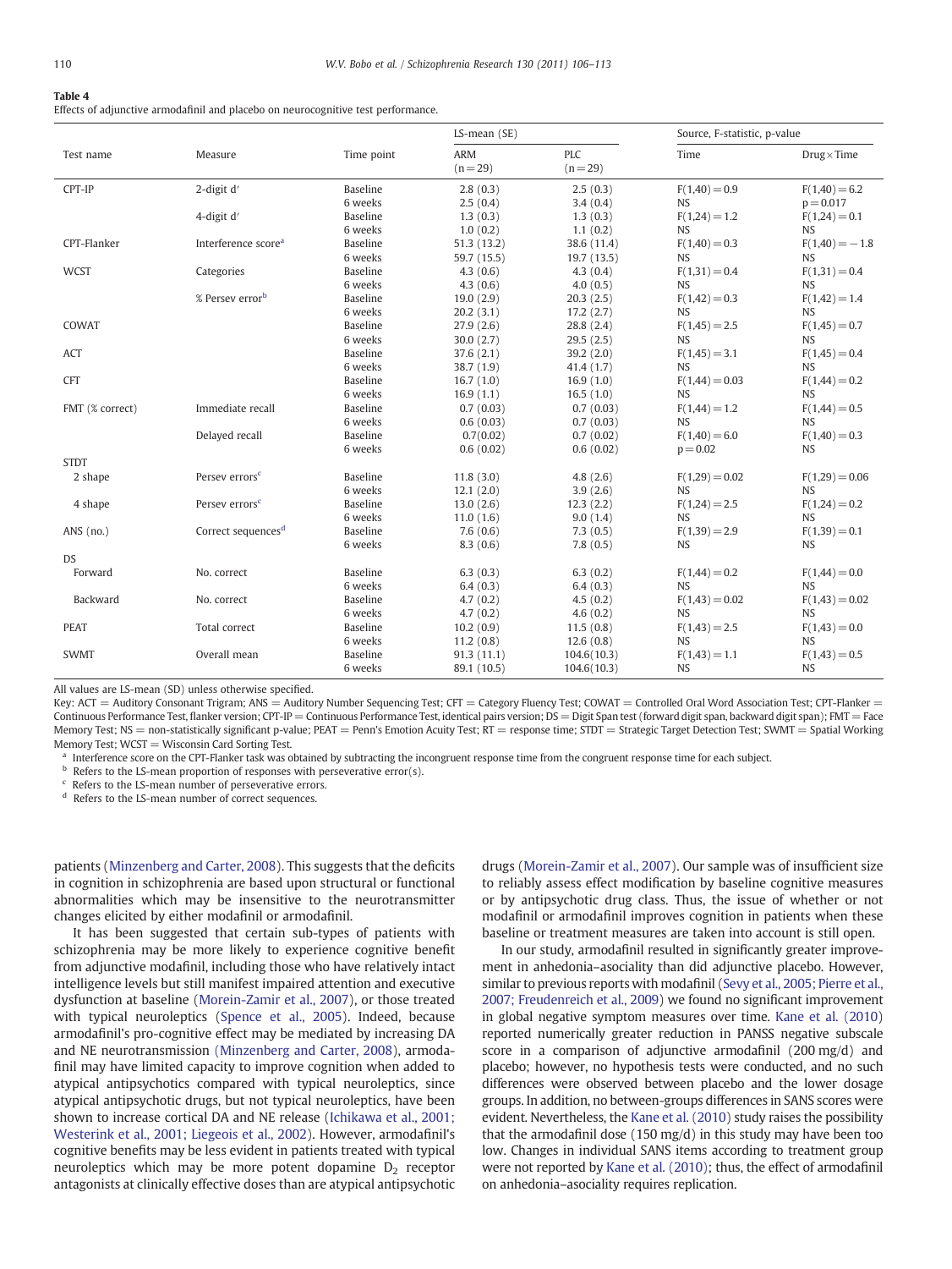**Table 4**
Effects of adjunctive armodafinil and placebo on neurocognitive test performance.

| Test name | Measure | Time point | LS-mean (SE) | | Source, F-statistic, p-value | |
|---|---|---|---|---|---|---|
| | | | ARM (n = 29) | PLC (n = 29) | Time | Drug × Time |
| CPT-IP | 2-digit d′ | Baseline | 2.8 (0.3) | 2.5 (0.3) | F(1,40) = 0.9 | F(1,40) = 6.2 |
| | | 6 weeks | 2.5 (0.4) | 3.4 (0.4) | NS | p = 0.017 |
| | 4-digit d′ | Baseline | 1.3 (0.3) | 1.3 (0.3) | F(1,24) = 1.2 | F(1,24) = 0.1 |
| | | 6 weeks | 1.0 (0.2) | 1.1 (0.2) | NS | NS |
| CPT-Flanker | Interference score[a] | Baseline | 51.3 (13.2) | 38.6 (11.4) | F(1,40) = 0.3 | F(1,40) = −1.8 |
| | | 6 weeks | 59.7 (15.5) | 19.7 (13.5) | NS | NS |
| WCST | Categories | Baseline | 4.3 (0.6) | 4.3 (0.4) | F(1,31) = 0.4 | F(1,31) = 0.4 |
| | | 6 weeks | 4.3 (0.6) | 4.0 (0.5) | NS | NS |
| | % Persev error[b] | Baseline | 19.0 (2.9) | 20.3 (2.5) | F(1,42) = 0.3 | F(1,42) = 1.4 |
| | | 6 weeks | 20.2 (3.1) | 17.2 (2.7) | NS | NS |
| COWAT | | Baseline | 27.9 (2.6) | 28.8 (2.4) | F(1,45) = 2.5 | F(1,45) = 0.7 |
| | | 6 weeks | 30.0 (2.7) | 29.5 (2.5) | NS | NS |
| ACT | | Baseline | 37.6 (2.1) | 39.2 (2.0) | F(1,45) = 3.1 | F(1,45) = 0.4 |
| | | 6 weeks | 38.7 (1.9) | 41.4 (1.7) | NS | NS |
| CFT | | Baseline | 16.7 (1.0) | 16.9 (1.0) | F(1,44) = 0.03 | F(1,44) = 0.2 |
| | | 6 weeks | 16.9 (1.1) | 16.5 (1.0) | NS | NS |
| FMT (% correct) | Immediate recall | Baseline | 0.7 (0.03) | 0.7 (0.03) | F(1,44) = 1.2 | F(1,44) = 0.5 |
| | | 6 weeks | 0.6 (0.03) | 0.7 (0.03) | NS | NS |
| | Delayed recall | Baseline | 0.7(0.02) | 0.7 (0.02) | F(1,40) = 6.0 | F(1,40) = 0.3 |
| | | 6 weeks | 0.6 (0.02) | 0.6 (0.02) | p = 0.02 | NS |
| STDT | | | | | | |
| 2 shape | Persev errors[c] | Baseline | 11.8 (3.0) | 4.8 (2.6) | F(1,29) = 0.02 | F(1,29) = 0.06 |
| | | 6 weeks | 12.1 (2.0) | 3.9 (2.6) | NS | NS |
| 4 shape | Persev errors[c] | Baseline | 13.0 (2.6) | 12.3 (2.2) | F(1,24) = 2.5 | F(1,24) = 0.2 |
| | | 6 weeks | 11.0 (1.6) | 9.0 (1.4) | NS | NS |
| ANS (no.) | Correct sequences[d] | Baseline | 7.6 (0.6) | 7.3 (0.5) | F(1,39) = 2.9 | F(1,39) = 0.1 |
| | | 6 weeks | 8.3 (0.6) | 7.8 (0.5) | NS | NS |
| DS | | | | | | |
| Forward | No. correct | Baseline | 6.3 (0.3) | 6.3 (0.2) | F(1,44) = 0.2 | F(1,44) = 0.0 |
| | | 6 weeks | 6.4 (0.3) | 6.4 (0.3) | NS | NS |
| Backward | No. correct | Baseline | 4.7 (0.2) | 4.5 (0.2) | F(1,43) = 0.02 | F(1,43) = 0.02 |
| | | 6 weeks | 4.7 (0.2) | 4.6 (0.2) | NS | NS |
| PEAT | Total correct | Baseline | 10.2 (0.9) | 11.5 (0.8) | F(1,43) = 2.5 | F(1,43) = 0.0 |
| | | 6 weeks | 11.2 (0.8) | 12.6 (0.8) | NS | NS |
| SWMT | Overall mean | Baseline | 91.3 (11.1) | 104.6(10.3) | F(1,43) = 1.1 | F(1,43) = 0.5 |
| | | 6 weeks | 89.1 (10.5) | 104.6(10.3) | NS | NS |

All values are LS-mean (SD) unless otherwise specified.

Key: ACT = Auditory Consonant Trigram; ANS = Auditory Number Sequencing Test; CFT = Category Fluency Test; COWAT = Controlled Oral Word Association Test; CPT-Flanker = Continuous Performance Test, flanker version; CPT-IP = Continuous Performance Test, identical pairs version; DS = Digit Span test (forward digit span, backward digit span); FMT = Face Memory Test; NS = non-statistically significant p-value; PEAT = Penn's Emotion Acuity Test; RT = response time; STDT = Strategic Target Detection Test; SWMT = Spatial Working Memory Test; WCST = Wisconsin Card Sorting Test.

[a] Interference score on the CPT-Flanker task was obtained by subtracting the incongruent response time from the congruent response time for each subject.

[b] Refers to the LS-mean proportion of responses with perseverative error(s).

[c] Refers to the LS-mean number of perseverative errors.

[d] Refers to the LS-mean number of correct sequences.

patients (Minzenberg and Carter, 2008). This suggests that the deficits in cognition in schizophrenia are based upon structural or functional abnormalities which may be insensitive to the neurotransmitter changes elicited by either modafinil or armodafinil.

It has been suggested that certain sub-types of patients with schizophrenia may be more likely to experience cognitive benefit from adjunctive modafinil, including those who have relatively intact intelligence levels but still manifest impaired attention and executive dysfunction at baseline (Morein-Zamir et al., 2007), or those treated with typical neuroleptics (Spence et al., 2005). Indeed, because armodafinil's pro-cognitive effect may be mediated by increasing DA and NE neurotransmission (Minzenberg and Carter, 2008), armodafinil may have limited capacity to improve cognition when added to atypical antipsychotics compared with typical neuroleptics, since atypical antipsychotic drugs, but not typical neuroleptics, have been shown to increase cortical DA and NE release (Ichikawa et al., 2001; Westerink et al., 2001; Liegeois et al., 2002). However, armodafinil's cognitive benefits may be less evident in patients treated with typical neuroleptics which may be more potent dopamine $D_2$ receptor antagonists at clinically effective doses than are atypical antipsychotic drugs (Morein-Zamir et al., 2007). Our sample was of insufficient size to reliably assess effect modification by baseline cognitive measures or by antipsychotic drug class. Thus, the issue of whether or not modafinil or armodafinil improves cognition in patients when these baseline or treatment measures are taken into account is still open.

In our study, armodafinil resulted in significantly greater improvement in anhedonia–asociality than did adjunctive placebo. However, similar to previous reports with modafinil (Sevy et al., 2005; Pierre et al., 2007; Freudenreich et al., 2009) we found no significant improvement in global negative symptom measures over time. Kane et al. (2010) reported numerically greater reduction in PANSS negative subscale score in a comparison of adjunctive armodafinil (200 mg/d) and placebo; however, no hypothesis tests were conducted, and no such differences were observed between placebo and the lower dosage groups. In addition, no between-groups differences in SANS scores were evident. Nevertheless, the Kane et al. (2010) study raises the possibility that the armodafinil dose (150 mg/d) in this study may have been too low. Changes in individual SANS items according to treatment group were not reported by Kane et al. (2010); thus, the effect of armodafinil on anhedonia–asociality requires replication.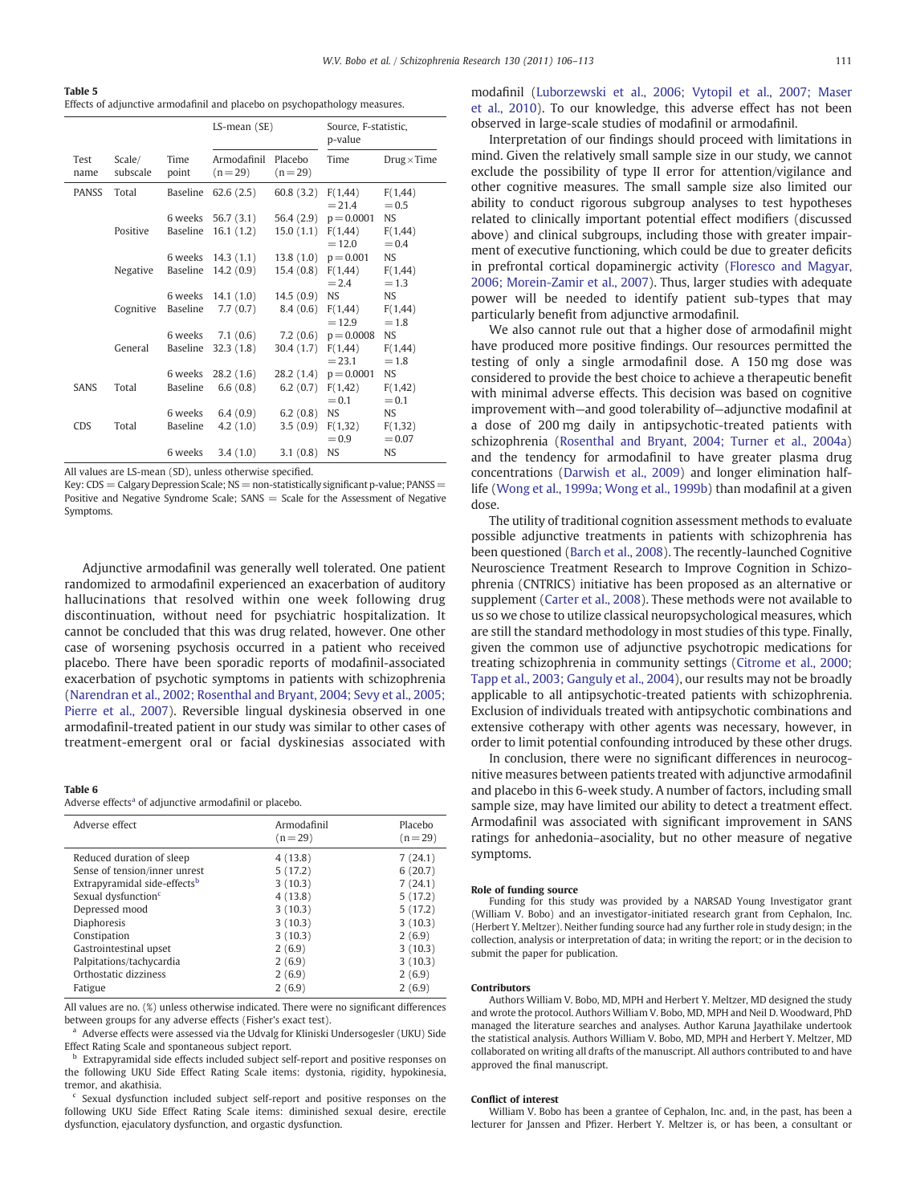**Table 5**
Effects of adjunctive armodafinil and placebo on psychopathology measures.

| Test name | Scale/subscale | Time point | LS-mean (SE) | | Source, F-statistic, p-value | |
|---|---|---|---|---|---|---|
| | | | Armodafinil (n = 29) | Placebo (n = 29) | Time | Drug × Time |
| PANSS | Total | Baseline | 62.6 (2.5) | 60.8 (3.2) | F(1,44) = 21.4 | F(1,44) = 0.5 |
| | | 6 weeks | 56.7 (3.1) | 56.4 (2.9) | p = 0.0001 | NS |
| | Positive | Baseline | 16.1 (1.2) | 15.0 (1.1) | F(1,44) = 12.0 | F(1,44) = 0.4 |
| | | 6 weeks | 14.3 (1.1) | 13.8 (1.0) | p = 0.001 | NS |
| | Negative | Baseline | 14.2 (0.9) | 15.4 (0.8) | F(1,44) = 2.4 | F(1,44) = 1.3 |
| | | 6 weeks | 14.1 (1.0) | 14.5 (0.9) | NS | NS |
| | Cognitive | Baseline | 7.7 (0.7) | 8.4 (0.6) | F(1,44) = 12.9 | F(1,44) = 1.8 |
| | | 6 weeks | 7.1 (0.6) | 7.2 (0.6) | p = 0.0008 | NS |
| | General | Baseline | 32.3 (1.8) | 30.4 (1.7) | F(1,44) = 23.1 | F(1,44) = 1.8 |
| | | 6 weeks | 28.2 (1.6) | 28.2 (1.4) | p = 0.0001 | NS |
| SANS | Total | Baseline | 6.6 (0.8) | 6.2 (0.7) | F(1,42) = 0.1 | F(1,42) = 0.1 |
| | | 6 weeks | 6.4 (0.9) | 6.2 (0.8) | NS | NS |
| CDS | Total | Baseline | 4.2 (1.0) | 3.5 (0.9) | F(1,32) = 0.9 | F(1,32) = 0.07 |
| | | 6 weeks | 3.4 (1.0) | 3.1 (0.8) | NS | NS |

All values are LS-mean (SD), unless otherwise specified.
Key: CDS = Calgary Depression Scale; NS = non-statistically significant p-value; PANSS = Positive and Negative Syndrome Scale; SANS = Scale for the Assessment of Negative Symptoms.

Adjunctive armodafinil was generally well tolerated. One patient randomized to armodafinil experienced an exacerbation of auditory hallucinations that resolved within one week following drug discontinuation, without need for psychiatric hospitalization. It cannot be concluded that this was drug related, however. One other case of worsening psychosis occurred in a patient who received placebo. There have been sporadic reports of modafinil-associated exacerbation of psychotic symptoms in patients with schizophrenia (Narendran et al., 2002; Rosenthal and Bryant, 2004; Sevy et al., 2005; Pierre et al., 2007). Reversible lingual dyskinesia observed in one armodafinil-treated patient in our study was similar to other cases of treatment-emergent oral or facial dyskinesias associated with modafinil (Luborzewski et al., 2006; Vytopil et al., 2007; Maser et al., 2010). To our knowledge, this adverse effect has not been observed in large-scale studies of modafinil or armodafinil.

**Table 6**
Adverse effects[a] of adjunctive armodafinil or placebo.

| Adverse effect | Armodafinil (n = 29) | Placebo (n = 29) |
|---|---|---|
| Reduced duration of sleep | 4 (13.8) | 7 (24.1) |
| Sense of tension/inner unrest | 5 (17.2) | 6 (20.7) |
| Extrapyramidal side-effects[b] | 3 (10.3) | 7 (24.1) |
| Sexual dysfunction[c] | 4 (13.8) | 5 (17.2) |
| Depressed mood | 3 (10.3) | 5 (17.2) |
| Diaphoresis | 3 (10.3) | 3 (10.3) |
| Constipation | 3 (10.3) | 2 (6.9) |
| Gastrointestinal upset | 2 (6.9) | 3 (10.3) |
| Palpitations/tachycardia | 2 (6.9) | 3 (10.3) |
| Orthostatic dizziness | 2 (6.9) | 2 (6.9) |
| Fatigue | 2 (6.9) | 2 (6.9) |

All values are no. (%) unless otherwise indicated. There were no significant differences between groups for any adverse effects (Fisher's exact test).
[a] Adverse effects were assessed via the Udvalg for Kliniski Undersogesler (UKU) Side Effect Rating Scale and spontaneous subject report.
[b] Extrapyramidal side effects included subject self-report and positive responses on the following UKU Side Effect Rating Scale items: dystonia, rigidity, hypokinesia, tremor, and akathisia.
[c] Sexual dysfunction included subject self-report and positive responses on the following UKU Side Effect Rating Scale items: diminished sexual desire, erectile dysfunction, ejaculatory dysfunction, and orgastic dysfunction.

Interpretation of our findings should proceed with limitations in mind. Given the relatively small sample size in our study, we cannot exclude the possibility of type II error for attention/vigilance and other cognitive measures. The small sample size also limited our ability to conduct rigorous subgroup analyses to test hypotheses related to clinically important potential effect modifiers (discussed above) and clinical subgroups, including those with greater impairment of executive functioning, which could be due to greater deficits in prefrontal cortical dopaminergic activity (Floresco and Magyar, 2006; Morein-Zamir et al., 2007). Thus, larger studies with adequate power will be needed to identify patient sub-types that may particularly benefit from adjunctive armodafinil.

We also cannot rule out that a higher dose of armodafinil might have produced more positive findings. Our resources permitted the testing of only a single armodafinil dose. A 150 mg dose was considered to provide the best choice to achieve a therapeutic benefit with minimal adverse effects. This decision was based on cognitive improvement with—and good tolerability of—adjunctive modafinil at a dose of 200 mg daily in antipsychotic-treated patients with schizophrenia (Rosenthal and Bryant, 2004; Turner et al., 2004a) and the tendency for armodafinil to have greater plasma drug concentrations (Darwish et al., 2009) and longer elimination half-life (Wong et al., 1999a; Wong et al., 1999b) than modafinil at a given dose.

The utility of traditional cognition assessment methods to evaluate possible adjunctive treatments in patients with schizophrenia has been questioned (Barch et al., 2008). The recently-launched Cognitive Neuroscience Treatment Research to Improve Cognition in Schizophrenia (CNTRICS) initiative has been proposed as an alternative or supplement (Carter et al., 2008). These methods were not available to us so we chose to utilize classical neuropsychological measures, which are still the standard methodology in most studies of this type. Finally, given the common use of adjunctive psychotropic medications for treating schizophrenia in community settings (Citrome et al., 2000; Tapp et al., 2003; Ganguly et al., 2004), our results may not be broadly applicable to all antipsychotic-treated patients with schizophrenia. Exclusion of individuals treated with antipsychotic combinations and extensive cotherapy with other agents was necessary, however, in order to limit potential confounding introduced by these other drugs.

In conclusion, there were no significant differences in neurocognitive measures between patients treated with adjunctive armodafinil and placebo in this 6-week study. A number of factors, including small sample size, may have limited our ability to detect a treatment effect. Armodafinil was associated with significant improvement in SANS ratings for anhedonia–asociality, but no other measure of negative symptoms.

#### Role of funding source

Funding for this study was provided by a NARSAD Young Investigator grant (William V. Bobo) and an investigator-initiated research grant from Cephalon, Inc. (Herbert Y. Meltzer). Neither funding source had any further role in study design; in the collection, analysis or interpretation of data; in writing the report; or in the decision to submit the paper for publication.

#### Contributors

Authors William V. Bobo, MD, MPH and Herbert Y. Meltzer, MD designed the study and wrote the protocol. Authors William V. Bobo, MD, MPH and Neil D. Woodward, PhD managed the literature searches and analyses. Author Karuna Jayathilake undertook the statistical analysis. Authors William V. Bobo, MD, MPH and Herbert Y. Meltzer, MD collaborated on writing all drafts of the manuscript. All authors contributed to and have approved the final manuscript.

#### Conflict of interest

William V. Bobo has been a grantee of Cephalon, Inc. and, in the past, has been a lecturer for Janssen and Pfizer. Herbert Y. Meltzer is, or has been, a consultant or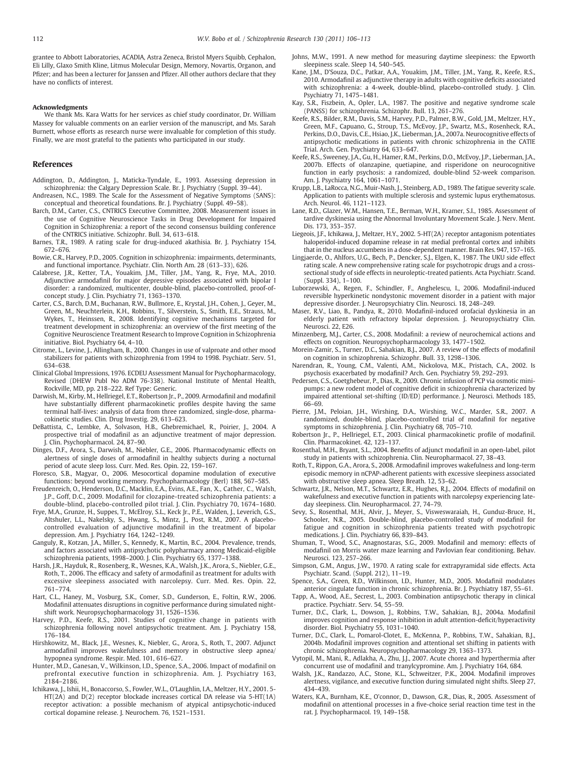grantee to Abbott Laboratories, ACADIA, Astra Zeneca, Bristol Myers Squibb, Cephalon, Eli Lilly, Glaxo Smith Kline, Litmus Molecular Design, Memory, Novartis, Organon, and Pfizer; and has been a lecturer for Janssen and Pfizer. All other authors declare that they have no conflicts of interest.

#### Acknowledgments

We thank Ms. Kara Watts for her services as chief study coordinator, Dr. William Massey for valuable comments on an earlier version of the manuscript, and Ms. Sarah Burnett, whose efforts as research nurse were invaluable for completion of this study. Finally, we are most grateful to the patients who participated in our study.

## References

Addington, D., Addington, J., Maticka-Tyndale, E., 1993. Assessing depression in schizophrenia: the Calgary Depression Scale. Br. J. Psychiatry (Suppl. 39–44).

Andreasen, N.C., 1989. The Scale for the Assessment of Negative Symptoms (SANS): conceptual and theoretical foundations. Br. J. Psychiatry (Suppl. 49–58).

Barch, D.M., Carter, C.S., CNTRICS Executive Committee, 2008. Measurement issues in the use of Cognitive Neuroscience Tasks in Drug Development for Impaired Cognition in Schizophrenia: a report of the second consensus building conference of the CNTRICS initiative. Schizophr. Bull. 34, 613–618.

Barnes, T.R., 1989. A rating scale for drug-induced akathisia. Br. J. Psychiatry 154, 672–676.

Bowie, C.R., Harvey, P.D., 2005. Cognition in schizophrenia: impairments, determinants, and functional importance. Psychiatr. Clin. North Am. 28 (613–33), 626.

Calabrese, J.R., Ketter, T.A., Youakim, J.M., Tiller, J.M., Yang, R., Frye, M.A., 2010. Adjunctive armodafinil for major depressive episodes associated with bipolar I disorder: a randomized, multicenter, double-blind, placebo-controlled, proof-of-concept study. J. Clin. Psychiatry 71, 1363–1370.

Carter, C.S., Barch, D.M., Buchanan, R.W., Bullmore, E., Krystal, J.H., Cohen, J., Geyer, M., Green, M., Neuchterlein, K.H., Robbins, T., Silverstein, S., Smith, E.E., Strauss, M., Wykes, T., Heinssen, R., 2008. Identifying cognitive mechanisms targeted for treatment development in schizophrenia: an overview of the first meeting of the Cognitive Neuroscience Treatment Research to Improve Cognition in Schizophrenia initiative. Biol. Psychiatry 64, 4–10.

Citrome, L., Levine, J., Allingham, B., 2000. Changes in use of valproate and other mood stabilizers for patients with schizophrenia from 1994 to 1998. Psychiatr. Serv. 51, 634–638.

Clinical Global Impressions, 1976. ECDEU Assessment Manual for Psychopharmacology, Revised (DHEW Publ No ADM 76-338). National Institute of Mental Health, Rockville, MD, pp. 218–222. Ref Type: Generic.

Darwish, M., Kirby, M., Hellriegel, E.T., Robertson Jr., P., 2009. Armodafinil and modafinil have substantially different pharmacokinetic profiles despite having the same terminal half-lives: analysis of data from three randomized, single-dose, pharmacokinetic studies. Clin. Drug Investig. 29, 613–623.

DeBattista, C., Lembke, A., Solvason, H.B., Ghebremichael, R., Poirier, J., 2004. A prospective trial of modafinil as an adjunctive treatment of major depression. J. Clin. Psychopharmacol. 24, 87–90.

Dinges, D.F., Arora, S., Darwish, M., Niebler, G.E., 2006. Pharmacodynamic effects on alertness of single doses of armodafinil in healthy subjects during a nocturnal period of acute sleep loss. Curr. Med. Res. Opin. 22, 159–167.

Floresco, S.B., Magyar, O., 2006. Mesocortical dopamine modulation of executive functions: beyond working memory. Psychopharmacology (Berl) 188, 567–585.

Freudenreich, O., Henderson, D.C., Macklin, E.A., Evins, A.E., Fan, X., Cather, C., Walsh, J.P., Goff, D.C., 2009. Modafinil for clozapine-treated schizophrenia patients: a double-blind, placebo-controlled pilot trial. J. Clin. Psychiatry 70, 1674–1680.

Frye, M.A., Grunze, H., Suppes, T., McElroy, S.L., Keck Jr., P.E., Walden, J., Leverich, G.S., Altshuler, L.L., Nakelsky, S., Hwang, S., Mintz, J., Post, R.M., 2007. A placebo-controlled evaluation of adjunctive modafinil in the treatment of bipolar depression. Am. J. Psychiatry 164, 1242–1249.

Ganguly, R., Kotzan, J.A., Miller, S., Kennedy, K., Martin, B.C., 2004. Prevalence, trends, and factors associated with antipsychotic polypharmacy among Medicaid-eligible schizophrenia patients, 1998–2000. J. Clin. Psychiatry 65, 1377–1388.

Harsh, J.R., Hayduk, R., Rosenberg, R., Wesnes, K.A., Walsh, J.K., Arora, S., Niebler, G.E., Roth, T., 2006. The efficacy and safety of armodafinil as treatment for adults with excessive sleepiness associated with narcolepsy. Curr. Med. Res. Opin. 22, 761–774.

Hart, C.L., Haney, M., Vosburg, S.K., Comer, S.D., Gunderson, E., Foltin, R.W., 2006. Modafinil attenuates disruptions in cognitive performance during simulated night-shift work. Neuropsychopharmacology 31, 1526–1536.

Harvey, P.D., Keefe, R.S., 2001. Studies of cognitive change in patients with schizophrenia following novel antipsychotic treatment. Am. J. Psychiatry 158, 176–184.

Hirshkowitz, M., Black, J.E., Wesnes, K., Niebler, G., Arora, S., Roth, T., 2007. Adjunct armodafinil improves wakefulness and memory in obstructive sleep apnea/hypopnea syndrome. Respir. Med. 101, 616–627.

Hunter, M.D., Ganesan, V., Wilkinson, I.D., Spence, S.A., 2006. Impact of modafinil on prefrontal executive function in schizophrenia. Am. J. Psychiatry 163, 2184–2186.

Ichikawa, J., Ishii, H., Bonaccorso, S., Fowler, W.L., O'Laughlin, I.A., Meltzer, H.Y., 2001. 5-HT(2A) and D(2) receptor blockade increases cortical DA release via 5-HT(1A) receptor activation: a possible mechanism of atypical antipsychotic-induced cortical dopamine release. J. Neurochem. 76, 1521–1531.

Johns, M.W., 1991. A new method for measuring daytime sleepiness: the Epworth sleepiness scale. Sleep 14, 540–545.

Kane, J.M., D'Souza, D.C., Patkar, A.A., Youakim, J.M., Tiller, J.M., Yang, R., Keefe, R.S., 2010. Armodafinil as adjunctive therapy in adults with cognitive deficits associated with schizophrenia: a 4-week, double-blind, placebo-controlled study. J. Clin. Psychiatry 71, 1475–1481.

Kay, S.R., Fiszbein, A., Opler, L.A., 1987. The positive and negative syndrome scale (PANSS) for schizophrenia. Schizophr. Bull. 13, 261–276.

Keefe, R.S., Bilder, R.M., Davis, S.M., Harvey, P.D., Palmer, B.W., Gold, J.M., Meltzer, H.Y., Green, M.F., Capuano, G., Stroup, T.S., McEvoy, J.P., Swartz, M.S., Rosenheck, R.A., Perkins, D.O., Davis, C.E., Hsiao, J.K., Lieberman, J.A., 2007a. Neurocognitive effects of antipsychotic medications in patients with chronic schizophrenia in the CATIE Trial. Arch. Gen. Psychiatry 64, 633–647.

Keefe, R.S., Sweeney, J.A., Gu, H., Hamer, R.M., Perkins, D.O., McEvoy, J.P., Lieberman, J.A., 2007b. Effects of olanzapine, quetiapine, and risperidone on neurocognitive function in early psychosis: a randomized, double-blind 52-week comparison. Am. J. Psychiatry 164, 1061–1071.

Krupp, L.B., LaRocca, N.G., Muir-Nash, J., Steinberg, A.D., 1989. The fatigue severity scale. Application to patients with multiple sclerosis and systemic lupus erythematosus. Arch. Neurol. 46, 1121–1123.

Lane, R.D., Glazer, W.M., Hansen, T.E., Berman, W.H., Kramer, S.I., 1985. Assessment of tardive dyskinesia using the Abnormal Involuntary Movement Scale. J. Nerv. Ment. Dis. 173, 353–357.

Liegeois, J.F., Ichikawa, J., Meltzer, H.Y., 2002. 5-HT(2A) receptor antagonism potentiates haloperidol-induced dopamine release in rat medial prefrontal cortex and inhibits that in the nucleus accumbens in a dose-dependent manner. Brain Res. 947, 157–165.

Lingjaerde, O., Ahlfors, U.G., Bech, P., Dencker, S.J., Elgen, K., 1987. The UKU side effect rating scale. A new comprehensive rating scale for psychotropic drugs and a cross-sectional study of side effects in neuroleptic-treated patients. Acta Psychiatr. Scand. (Suppl. 334), 1–100.

Luborzewski, A., Regen, F., Schindler, F., Anghelescu, I., 2006. Modafinil-induced reversible hyperkinetic nondystonic movement disorder in a patient with major depressive disorder. J. Neuropsychiatry Clin. Neurosci. 18, 248–249.

Maser, R.V., Liao, B., Pandya, R., 2010. Modafinil-induced orofacial dyskinesia in an elderly patient with refractory bipolar depression. J. Neuropsychiatry Clin. Neurosci. 22, E26.

Minzenberg, M.J., Carter, C.S., 2008. Modafinil: a review of neurochemical actions and effects on cognition. Neuropsychopharmacology 33, 1477–1502.

Morein-Zamir, S., Turner, D.C., Sahakian, B.J., 2007. A review of the effects of modafinil on cognition in schizophrenia. Schizophr. Bull. 33, 1298–1306.

Narendran, R., Young, C.M., Valenti, A.M., Nickolova, M.K., Pristach, C.A., 2002. Is psychosis exacerbated by modafinil? Arch. Gen. Psychiatry 59, 292–293.

Pedersen, C.S., Goetghebeur, P., Dias, R., 2009. Chronic infusion of PCP via osmotic mini-pumps: a new rodent model of cognitive deficit in schizophrenia characterized by impaired attentional set-shifting (ID/ED) performance. J. Neurosci. Methods 185, 66–69.

Pierre, J.M., Peloian, J.H., Wirshing, D.A., Wirshing, W.C., Marder, S.R., 2007. A randomized, double-blind, placebo-controlled trial of modafinil for negative symptoms in schizophrenia. J. Clin. Psychiatry 68, 705–710.

Robertson Jr., P., Hellriegel, E.T., 2003. Clinical pharmacokinetic profile of modafinil. Clin. Pharmacokinet. 42, 123–137.

Rosenthal, M.H., Bryant, S.L., 2004. Benefits of adjunct modafinil in an open-label, pilot study in patients with schizophrenia. Clin. Neuropharmacol. 27, 38–43.

Roth, T., Rippon, G.A., Arora, S., 2008. Armodafinil improves wakefulness and long-term episodic memory in nCPAP-adherent patients with excessive sleepiness associated with obstructive sleep apnea. Sleep Breath. 12, 53–62.

Schwartz, J.R., Nelson, M.T., Schwartz, E.R., Hughes, R.J., 2004. Effects of modafinil on wakefulness and executive function in patients with narcolepsy experiencing late-day sleepiness. Clin. Neuropharmacol. 27, 74–79.

Sevy, S., Rosenthal, M.H., Alvir, J., Meyer, S., Visweswaraiah, H., Gunduz-Bruce, H., Schooler, N.R., 2005. Double-blind, placebo-controlled study of modafinil for fatigue and cognition in schizophrenia patients treated with psychotropic medications. J. Clin. Psychiatry 66, 839–843.

Shuman, T., Wood, S.C., Anagnostaras, S.G., 2009. Modafinil and memory: effects of modafinil on Morris water maze learning and Pavlovian fear conditioning. Behav. Neurosci. 123, 257–266.

Simpson, G.M., Angus, J.W., 1970. A rating scale for extrapyramidal side effects. Acta Psychiatr. Scand. (Suppl. 212), 11–19.

Spence, S.A., Green, R.D., Wilkinson, I.D., Hunter, M.D., 2005. Modafinil modulates anterior cingulate function in chronic schizophrenia. Br. J. Psychiatry 187, 55–61.

Tapp, A., Wood, A.E., Secrest, L., 2003. Combination antipsychotic therapy in clinical practice. Psychiatr. Serv. 54, 55–59.

Turner, D.C., Clark, L., Dowson, J., Robbins, T.W., Sahakian, B.J., 2004a. Modafinil improves cognition and response inhibition in adult attention-deficit/hyperactivity disorder. Biol. Psychiatry 55, 1031–1040.

Turner, D.C., Clark, L., Pomarol-Clotet, E., McKenna, P., Robbins, T.W., Sahakian, B.J., 2004b. Modafinil improves cognition and attentional set shifting in patients with chronic schizophrenia. Neuropsychopharmacology 29, 1363–1373.

Vytopil, M., Mani, R., Adlakha, A., Zhu, J.J., 2007. Acute chorea and hyperthermia after concurrent use of modafinil and tranylcypromine. Am. J. Psychiatry 164, 684.

Walsh, J.K., Randazzo, A.C., Stone, K.L., Schweitzer, P.K., 2004. Modafinil improves alertness, vigilance, and executive function during simulated night shifts. Sleep 27, 434–439.

Waters, K.A., Burnham, K.E., O'connor, D., Dawson, G.R., Dias, R., 2005. Assessment of modafinil on attentional processes in a five-choice serial reaction time test in the rat. J. Psychopharmacol. 19, 149–158.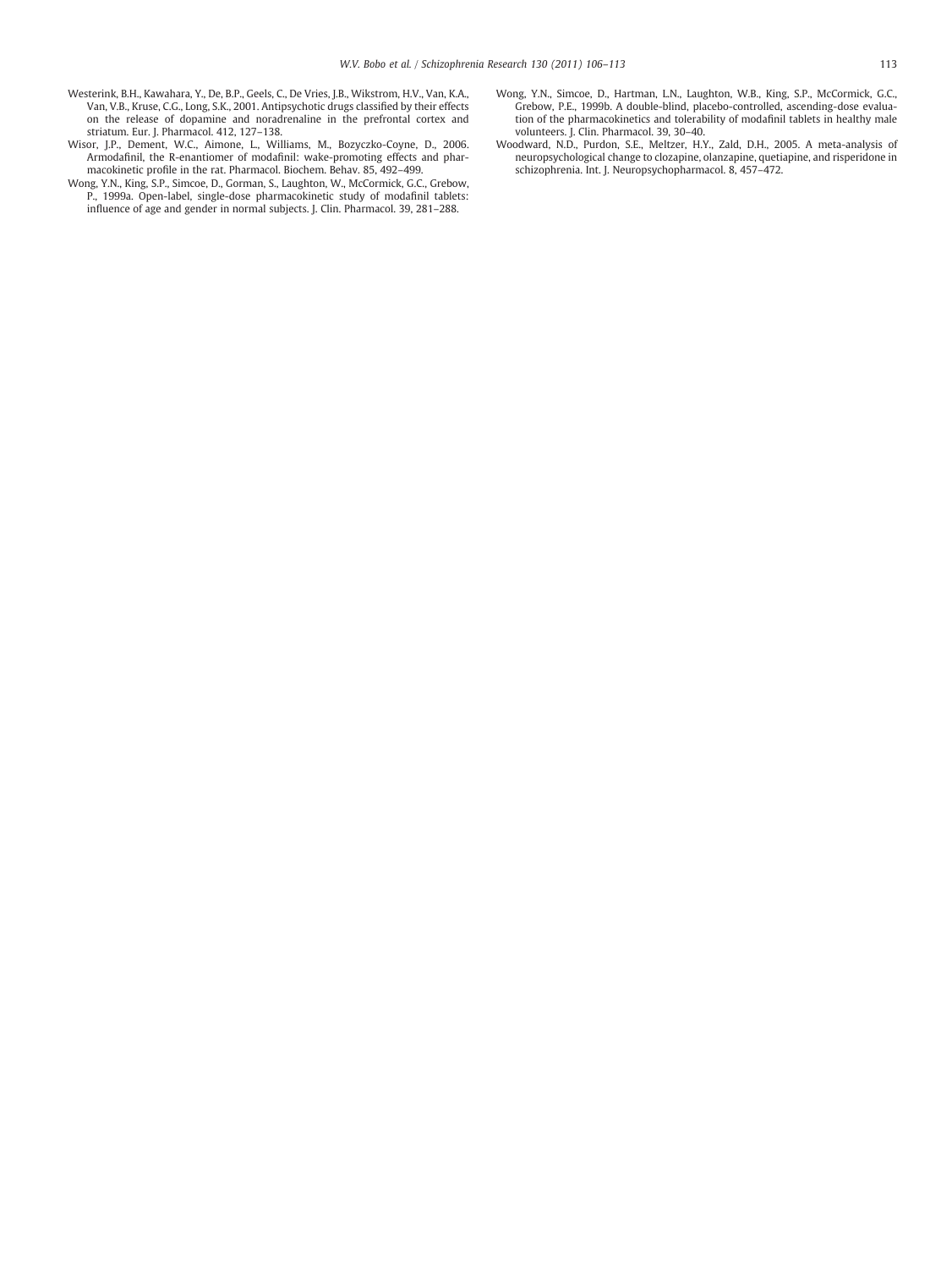Westerink, B.H., Kawahara, Y., De, B.P., Geels, C., De Vries, J.B., Wikstrom, H.V., Van, K.A., Van, V.B., Kruse, C.G., Long, S.K., 2001. Antipsychotic drugs classified by their effects on the release of dopamine and noradrenaline in the prefrontal cortex and striatum. Eur. J. Pharmacol. 412, 127–138.

Wisor, J.P., Dement, W.C., Aimone, L., Williams, M., Bozyczko-Coyne, D., 2006. Armodafinil, the R-enantiomer of modafinil: wake-promoting effects and pharmacokinetic profile in the rat. Pharmacol. Biochem. Behav. 85, 492–499.

Wong, Y.N., King, S.P., Simcoe, D., Gorman, S., Laughton, W., McCormick, G.C., Grebow, P., 1999a. Open-label, single-dose pharmacokinetic study of modafinil tablets: influence of age and gender in normal subjects. J. Clin. Pharmacol. 39, 281–288.

Wong, Y.N., Simcoe, D., Hartman, L.N., Laughton, W.B., King, S.P., McCormick, G.C., Grebow, P.E., 1999b. A double-blind, placebo-controlled, ascending-dose evaluation of the pharmacokinetics and tolerability of modafinil tablets in healthy male volunteers. J. Clin. Pharmacol. 39, 30–40.

Woodward, N.D., Purdon, S.E., Meltzer, H.Y., Zald, D.H., 2005. A meta-analysis of neuropsychological change to clozapine, olanzapine, quetiapine, and risperidone in schizophrenia. Int. J. Neuropsychopharmacol. 8, 457–472.